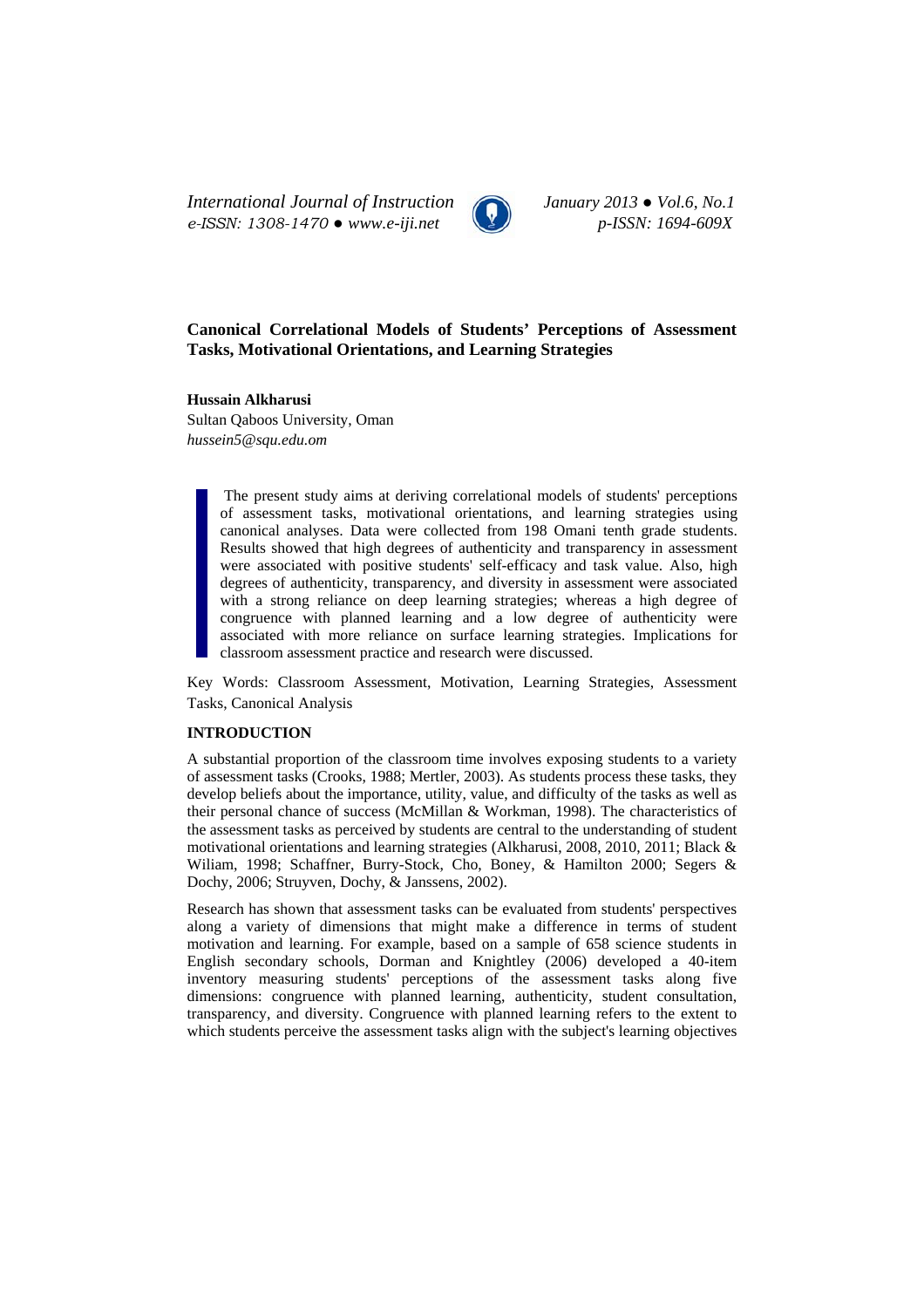# Canonical Correlational Models of Students' Perceptions of Assessment Tasks, Motivational Orientations, and Learning Strategies

**Hussain Alkharusi**
Sultan Qaboos University, Oman
*hussein5@squ.edu.om*

> The present study aims at deriving correlational models of students' perceptions of assessment tasks, motivational orientations, and learning strategies using canonical analyses. Data were collected from 198 Omani tenth grade students. Results showed that high degrees of authenticity and transparency in assessment were associated with positive students' self-efficacy and task value. Also, high degrees of authenticity, transparency, and diversity in assessment were associated with a strong reliance on deep learning strategies; whereas a high degree of congruence with planned learning and a low degree of authenticity were associated with more reliance on surface learning strategies. Implications for classroom assessment practice and research were discussed.

Key Words: Classroom Assessment, Motivation, Learning Strategies, Assessment Tasks, Canonical Analysis

## INTRODUCTION

A substantial proportion of the classroom time involves exposing students to a variety of assessment tasks (Crooks, 1988; Mertler, 2003). As students process these tasks, they develop beliefs about the importance, utility, value, and difficulty of the tasks as well as their personal chance of success (McMillan & Workman, 1998). The characteristics of the assessment tasks as perceived by students are central to the understanding of student motivational orientations and learning strategies (Alkharusi, 2008, 2010, 2011; Black & Wiliam, 1998; Schaffner, Burry-Stock, Cho, Boney, & Hamilton 2000; Segers & Dochy, 2006; Struyven, Dochy, & Janssens, 2002).

Research has shown that assessment tasks can be evaluated from students' perspectives along a variety of dimensions that might make a difference in terms of student motivation and learning. For example, based on a sample of 658 science students in English secondary schools, Dorman and Knightley (2006) developed a 40-item inventory measuring students' perceptions of the assessment tasks along five dimensions: congruence with planned learning, authenticity, student consultation, transparency, and diversity. Congruence with planned learning refers to the extent to which students perceive the assessment tasks align with the subject's learning objectives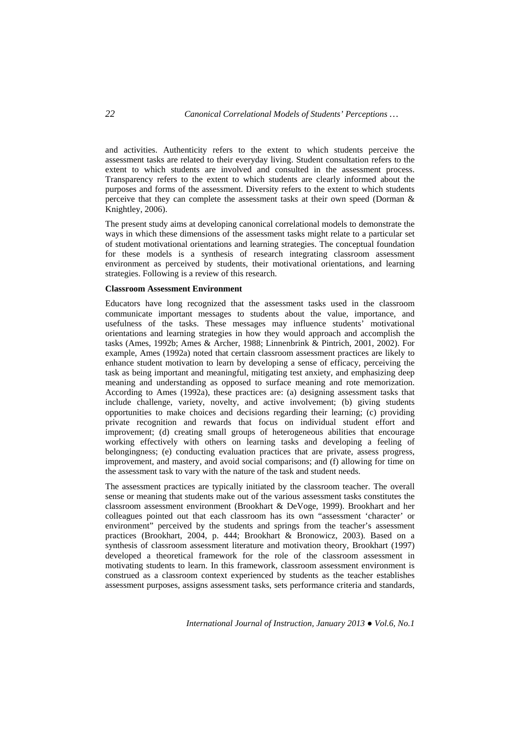and activities. Authenticity refers to the extent to which students perceive the assessment tasks are related to their everyday living. Student consultation refers to the extent to which students are involved and consulted in the assessment process. Transparency refers to the extent to which students are clearly informed about the purposes and forms of the assessment. Diversity refers to the extent to which students perceive that they can complete the assessment tasks at their own speed (Dorman & Knightley, 2006).

The present study aims at developing canonical correlational models to demonstrate the ways in which these dimensions of the assessment tasks might relate to a particular set of student motivational orientations and learning strategies. The conceptual foundation for these models is a synthesis of research integrating classroom assessment environment as perceived by students, their motivational orientations, and learning strategies. Following is a review of this research.

**Classroom Assessment Environment**

Educators have long recognized that the assessment tasks used in the classroom communicate important messages to students about the value, importance, and usefulness of the tasks. These messages may influence students' motivational orientations and learning strategies in how they would approach and accomplish the tasks (Ames, 1992b; Ames & Archer, 1988; Linnenbrink & Pintrich, 2001, 2002). For example, Ames (1992a) noted that certain classroom assessment practices are likely to enhance student motivation to learn by developing a sense of efficacy, perceiving the task as being important and meaningful, mitigating test anxiety, and emphasizing deep meaning and understanding as opposed to surface meaning and rote memorization. According to Ames (1992a), these practices are: (a) designing assessment tasks that include challenge, variety, novelty, and active involvement; (b) giving students opportunities to make choices and decisions regarding their learning; (c) providing private recognition and rewards that focus on individual student effort and improvement; (d) creating small groups of heterogeneous abilities that encourage working effectively with others on learning tasks and developing a feeling of belongingness; (e) conducting evaluation practices that are private, assess progress, improvement, and mastery, and avoid social comparisons; and (f) allowing for time on the assessment task to vary with the nature of the task and student needs.

The assessment practices are typically initiated by the classroom teacher. The overall sense or meaning that students make out of the various assessment tasks constitutes the classroom assessment environment (Brookhart & DeVoge, 1999). Brookhart and her colleagues pointed out that each classroom has its own "assessment 'character' or environment" perceived by the students and springs from the teacher's assessment practices (Brookhart, 2004, p. 444; Brookhart & Bronowicz, 2003). Based on a synthesis of classroom assessment literature and motivation theory, Brookhart (1997) developed a theoretical framework for the role of the classroom assessment in motivating students to learn. In this framework, classroom assessment environment is construed as a classroom context experienced by students as the teacher establishes assessment purposes, assigns assessment tasks, sets performance criteria and standards,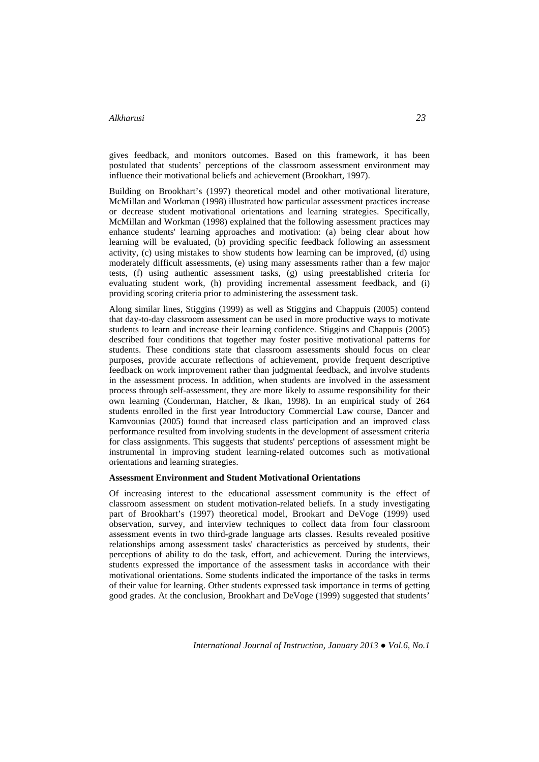gives feedback, and monitors outcomes. Based on this framework, it has been postulated that students' perceptions of the classroom assessment environment may influence their motivational beliefs and achievement (Brookhart, 1997).

Building on Brookhart's (1997) theoretical model and other motivational literature, McMillan and Workman (1998) illustrated how particular assessment practices increase or decrease student motivational orientations and learning strategies. Specifically, McMillan and Workman (1998) explained that the following assessment practices may enhance students' learning approaches and motivation: (a) being clear about how learning will be evaluated, (b) providing specific feedback following an assessment activity, (c) using mistakes to show students how learning can be improved, (d) using moderately difficult assessments, (e) using many assessments rather than a few major tests, (f) using authentic assessment tasks, (g) using preestablished criteria for evaluating student work, (h) providing incremental assessment feedback, and (i) providing scoring criteria prior to administering the assessment task.

Along similar lines, Stiggins (1999) as well as Stiggins and Chappuis (2005) contend that day-to-day classroom assessment can be used in more productive ways to motivate students to learn and increase their learning confidence. Stiggins and Chappuis (2005) described four conditions that together may foster positive motivational patterns for students. These conditions state that classroom assessments should focus on clear purposes, provide accurate reflections of achievement, provide frequent descriptive feedback on work improvement rather than judgmental feedback, and involve students in the assessment process. In addition, when students are involved in the assessment process through self-assessment, they are more likely to assume responsibility for their own learning (Conderman, Hatcher, & Ikan, 1998). In an empirical study of 264 students enrolled in the first year Introductory Commercial Law course, Dancer and Kamvounias (2005) found that increased class participation and an improved class performance resulted from involving students in the development of assessment criteria for class assignments. This suggests that students' perceptions of assessment might be instrumental in improving student learning-related outcomes such as motivational orientations and learning strategies.

**Assessment Environment and Student Motivational Orientations**

Of increasing interest to the educational assessment community is the effect of classroom assessment on student motivation-related beliefs. In a study investigating part of Brookhart's (1997) theoretical model, Brookart and DeVoge (1999) used observation, survey, and interview techniques to collect data from four classroom assessment events in two third-grade language arts classes. Results revealed positive relationships among assessment tasks' characteristics as perceived by students, their perceptions of ability to do the task, effort, and achievement. During the interviews, students expressed the importance of the assessment tasks in accordance with their motivational orientations. Some students indicated the importance of the tasks in terms of their value for learning. Other students expressed task importance in terms of getting good grades. At the conclusion, Brookhart and DeVoge (1999) suggested that students'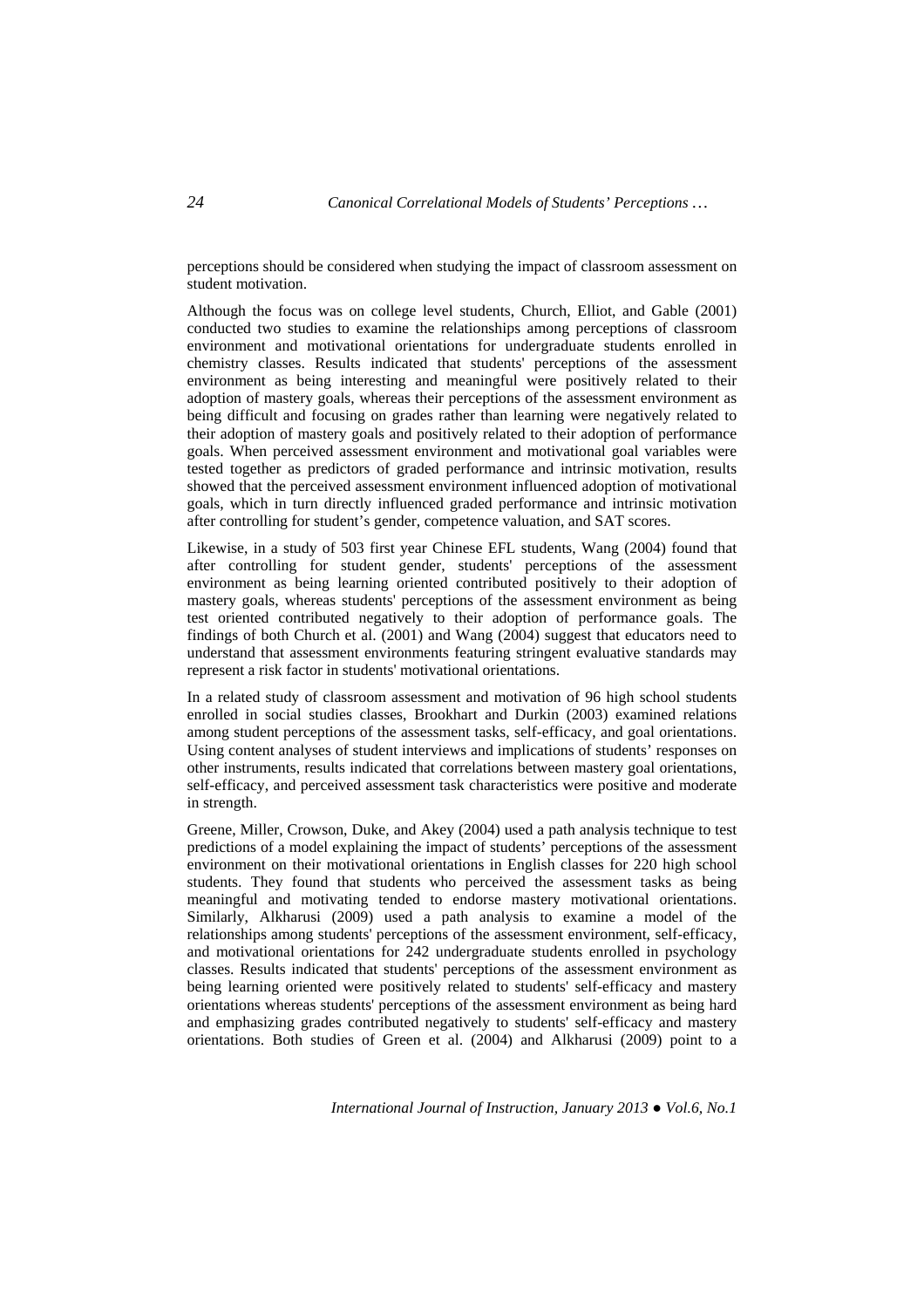perceptions should be considered when studying the impact of classroom assessment on student motivation.

Although the focus was on college level students, Church, Elliot, and Gable (2001) conducted two studies to examine the relationships among perceptions of classroom environment and motivational orientations for undergraduate students enrolled in chemistry classes. Results indicated that students' perceptions of the assessment environment as being interesting and meaningful were positively related to their adoption of mastery goals, whereas their perceptions of the assessment environment as being difficult and focusing on grades rather than learning were negatively related to their adoption of mastery goals and positively related to their adoption of performance goals. When perceived assessment environment and motivational goal variables were tested together as predictors of graded performance and intrinsic motivation, results showed that the perceived assessment environment influenced adoption of motivational goals, which in turn directly influenced graded performance and intrinsic motivation after controlling for student's gender, competence valuation, and SAT scores.

Likewise, in a study of 503 first year Chinese EFL students, Wang (2004) found that after controlling for student gender, students' perceptions of the assessment environment as being learning oriented contributed positively to their adoption of mastery goals, whereas students' perceptions of the assessment environment as being test oriented contributed negatively to their adoption of performance goals. The findings of both Church et al. (2001) and Wang (2004) suggest that educators need to understand that assessment environments featuring stringent evaluative standards may represent a risk factor in students' motivational orientations.

In a related study of classroom assessment and motivation of 96 high school students enrolled in social studies classes, Brookhart and Durkin (2003) examined relations among student perceptions of the assessment tasks, self-efficacy, and goal orientations. Using content analyses of student interviews and implications of students' responses on other instruments, results indicated that correlations between mastery goal orientations, self-efficacy, and perceived assessment task characteristics were positive and moderate in strength.

Greene, Miller, Crowson, Duke, and Akey (2004) used a path analysis technique to test predictions of a model explaining the impact of students' perceptions of the assessment environment on their motivational orientations in English classes for 220 high school students. They found that students who perceived the assessment tasks as being meaningful and motivating tended to endorse mastery motivational orientations. Similarly, Alkharusi (2009) used a path analysis to examine a model of the relationships among students' perceptions of the assessment environment, self-efficacy, and motivational orientations for 242 undergraduate students enrolled in psychology classes. Results indicated that students' perceptions of the assessment environment as being learning oriented were positively related to students' self-efficacy and mastery orientations whereas students' perceptions of the assessment environment as being hard and emphasizing grades contributed negatively to students' self-efficacy and mastery orientations. Both studies of Green et al. (2004) and Alkharusi (2009) point to a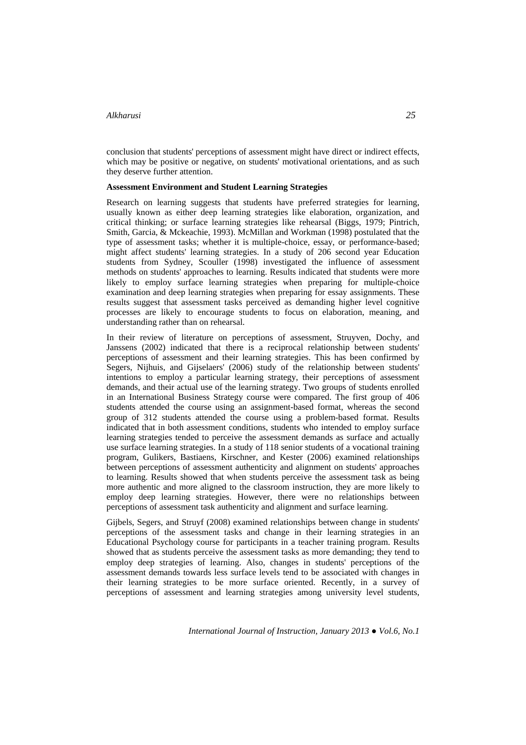conclusion that students' perceptions of assessment might have direct or indirect effects, which may be positive or negative, on students' motivational orientations, and as such they deserve further attention.

**Assessment Environment and Student Learning Strategies**

Research on learning suggests that students have preferred strategies for learning, usually known as either deep learning strategies like elaboration, organization, and critical thinking; or surface learning strategies like rehearsal (Biggs, 1979; Pintrich, Smith, Garcia, & Mckeachie, 1993). McMillan and Workman (1998) postulated that the type of assessment tasks; whether it is multiple-choice, essay, or performance-based; might affect students' learning strategies. In a study of 206 second year Education students from Sydney, Scouller (1998) investigated the influence of assessment methods on students' approaches to learning. Results indicated that students were more likely to employ surface learning strategies when preparing for multiple-choice examination and deep learning strategies when preparing for essay assignments. These results suggest that assessment tasks perceived as demanding higher level cognitive processes are likely to encourage students to focus on elaboration, meaning, and understanding rather than on rehearsal.

In their review of literature on perceptions of assessment, Struyven, Dochy, and Janssens (2002) indicated that there is a reciprocal relationship between students' perceptions of assessment and their learning strategies. This has been confirmed by Segers, Nijhuis, and Gijselaers' (2006) study of the relationship between students' intentions to employ a particular learning strategy, their perceptions of assessment demands, and their actual use of the learning strategy. Two groups of students enrolled in an International Business Strategy course were compared. The first group of 406 students attended the course using an assignment-based format, whereas the second group of 312 students attended the course using a problem-based format. Results indicated that in both assessment conditions, students who intended to employ surface learning strategies tended to perceive the assessment demands as surface and actually use surface learning strategies. In a study of 118 senior students of a vocational training program, Gulikers, Bastiaens, Kirschner, and Kester (2006) examined relationships between perceptions of assessment authenticity and alignment on students' approaches to learning. Results showed that when students perceive the assessment task as being more authentic and more aligned to the classroom instruction, they are more likely to employ deep learning strategies. However, there were no relationships between perceptions of assessment task authenticity and alignment and surface learning.

Gijbels, Segers, and Struyf (2008) examined relationships between change in students' perceptions of the assessment tasks and change in their learning strategies in an Educational Psychology course for participants in a teacher training program. Results showed that as students perceive the assessment tasks as more demanding; they tend to employ deep strategies of learning. Also, changes in students' perceptions of the assessment demands towards less surface levels tend to be associated with changes in their learning strategies to be more surface oriented. Recently, in a survey of perceptions of assessment and learning strategies among university level students,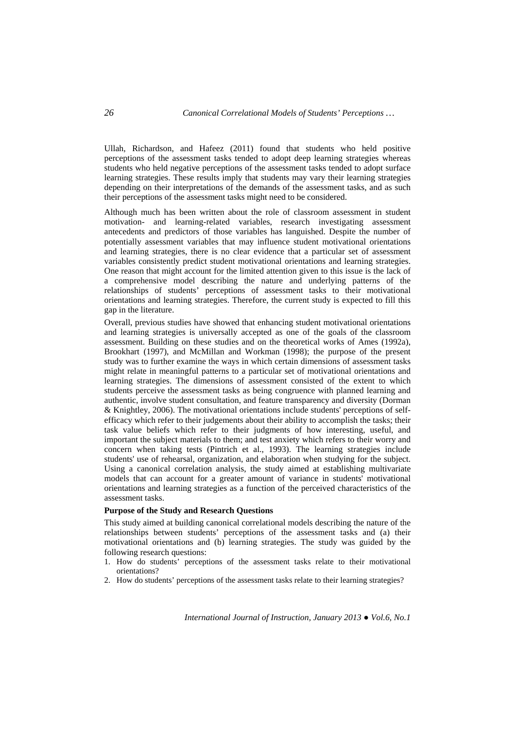Ullah, Richardson, and Hafeez (2011) found that students who held positive perceptions of the assessment tasks tended to adopt deep learning strategies whereas students who held negative perceptions of the assessment tasks tended to adopt surface learning strategies. These results imply that students may vary their learning strategies depending on their interpretations of the demands of the assessment tasks, and as such their perceptions of the assessment tasks might need to be considered.

Although much has been written about the role of classroom assessment in student motivation- and learning-related variables, research investigating assessment antecedents and predictors of those variables has languished. Despite the number of potentially assessment variables that may influence student motivational orientations and learning strategies, there is no clear evidence that a particular set of assessment variables consistently predict student motivational orientations and learning strategies. One reason that might account for the limited attention given to this issue is the lack of a comprehensive model describing the nature and underlying patterns of the relationships of students' perceptions of assessment tasks to their motivational orientations and learning strategies. Therefore, the current study is expected to fill this gap in the literature.

Overall, previous studies have showed that enhancing student motivational orientations and learning strategies is universally accepted as one of the goals of the classroom assessment. Building on these studies and on the theoretical works of Ames (1992a), Brookhart (1997), and McMillan and Workman (1998); the purpose of the present study was to further examine the ways in which certain dimensions of assessment tasks might relate in meaningful patterns to a particular set of motivational orientations and learning strategies. The dimensions of assessment consisted of the extent to which students perceive the assessment tasks as being congruence with planned learning and authentic, involve student consultation, and feature transparency and diversity (Dorman & Knightley, 2006). The motivational orientations include students' perceptions of self-efficacy which refer to their judgements about their ability to accomplish the tasks; their task value beliefs which refer to their judgments of how interesting, useful, and important the subject materials to them; and test anxiety which refers to their worry and concern when taking tests (Pintrich et al., 1993). The learning strategies include students' use of rehearsal, organization, and elaboration when studying for the subject. Using a canonical correlation analysis, the study aimed at establishing multivariate models that can account for a greater amount of variance in students' motivational orientations and learning strategies as a function of the perceived characteristics of the assessment tasks.

**Purpose of the Study and Research Questions**

This study aimed at building canonical correlational models describing the nature of the relationships between students' perceptions of the assessment tasks and (a) their motivational orientations and (b) learning strategies. The study was guided by the following research questions:

1. How do students' perceptions of the assessment tasks relate to their motivational orientations?
2. How do students' perceptions of the assessment tasks relate to their learning strategies?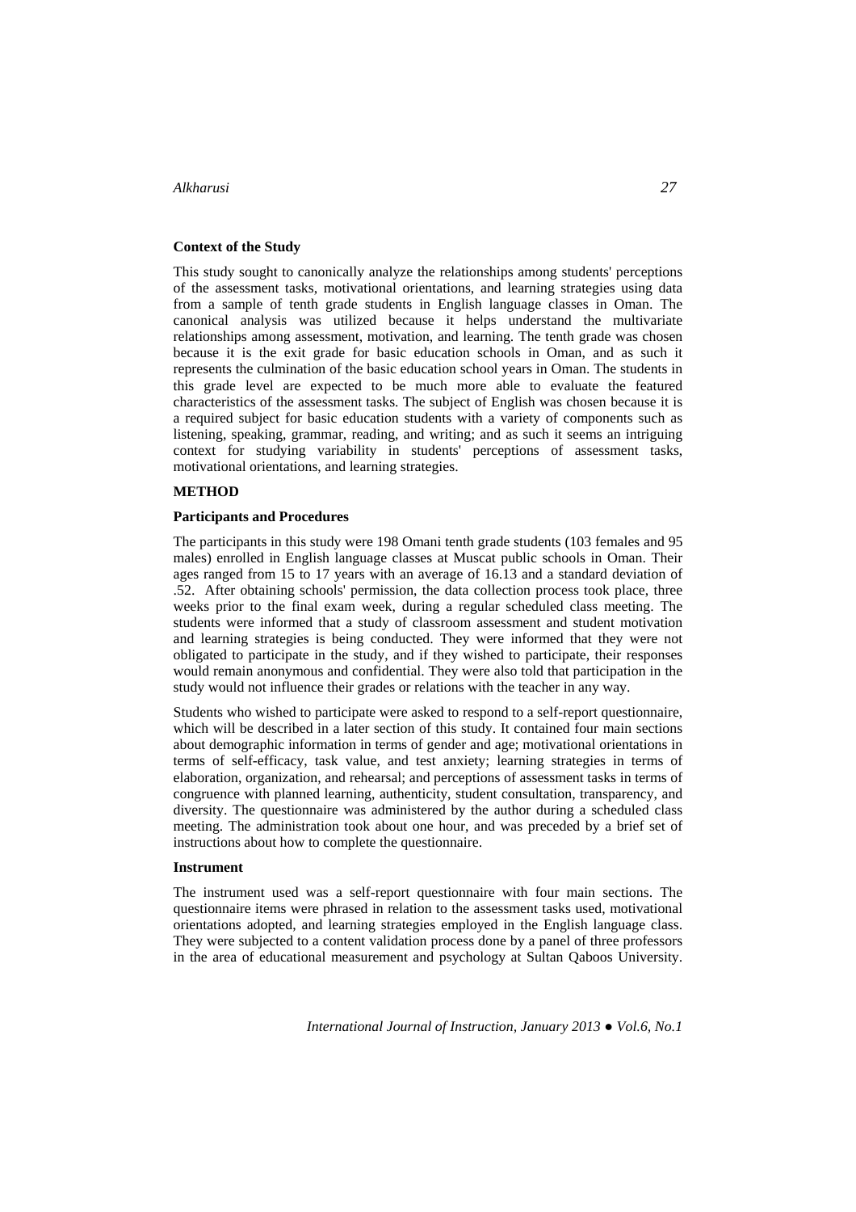### Context of the Study

This study sought to canonically analyze the relationships among students' perceptions of the assessment tasks, motivational orientations, and learning strategies using data from a sample of tenth grade students in English language classes in Oman. The canonical analysis was utilized because it helps understand the multivariate relationships among assessment, motivation, and learning. The tenth grade was chosen because it is the exit grade for basic education schools in Oman, and as such it represents the culmination of the basic education school years in Oman. The students in this grade level are expected to be much more able to evaluate the featured characteristics of the assessment tasks. The subject of English was chosen because it is a required subject for basic education students with a variety of components such as listening, speaking, grammar, reading, and writing; and as such it seems an intriguing context for studying variability in students' perceptions of assessment tasks, motivational orientations, and learning strategies.

## METHOD

### Participants and Procedures

The participants in this study were 198 Omani tenth grade students (103 females and 95 males) enrolled in English language classes at Muscat public schools in Oman. Their ages ranged from 15 to 17 years with an average of 16.13 and a standard deviation of .52. After obtaining schools' permission, the data collection process took place, three weeks prior to the final exam week, during a regular scheduled class meeting. The students were informed that a study of classroom assessment and student motivation and learning strategies is being conducted. They were informed that they were not obligated to participate in the study, and if they wished to participate, their responses would remain anonymous and confidential. They were also told that participation in the study would not influence their grades or relations with the teacher in any way.

Students who wished to participate were asked to respond to a self-report questionnaire, which will be described in a later section of this study. It contained four main sections about demographic information in terms of gender and age; motivational orientations in terms of self-efficacy, task value, and test anxiety; learning strategies in terms of elaboration, organization, and rehearsal; and perceptions of assessment tasks in terms of congruence with planned learning, authenticity, student consultation, transparency, and diversity. The questionnaire was administered by the author during a scheduled class meeting. The administration took about one hour, and was preceded by a brief set of instructions about how to complete the questionnaire.

### Instrument

The instrument used was a self-report questionnaire with four main sections. The questionnaire items were phrased in relation to the assessment tasks used, motivational orientations adopted, and learning strategies employed in the English language class. They were subjected to a content validation process done by a panel of three professors in the area of educational measurement and psychology at Sultan Qaboos University.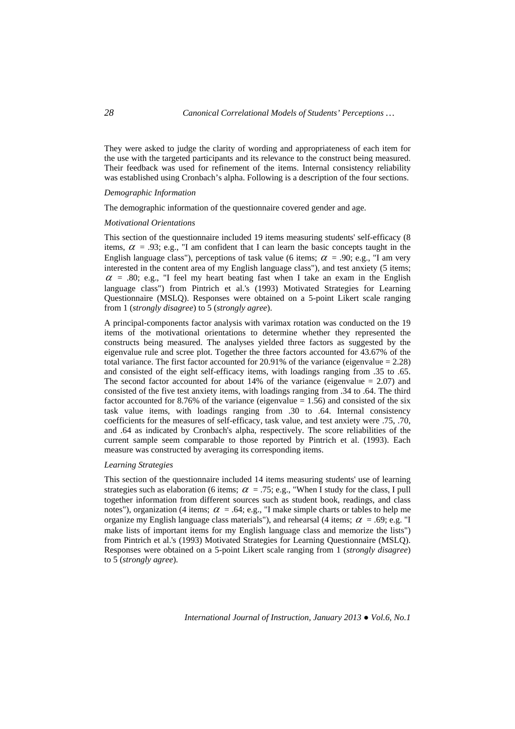They were asked to judge the clarity of wording and appropriateness of each item for the use with the targeted participants and its relevance to the construct being measured. Their feedback was used for refinement of the items. Internal consistency reliability was established using Cronbach's alpha. Following is a description of the four sections.

### *Demographic Information*

The demographic information of the questionnaire covered gender and age.

### *Motivational Orientations*

This section of the questionnaire included 19 items measuring students' self-efficacy (8 items, $\alpha$ = .93; e.g., "I am confident that I can learn the basic concepts taught in the English language class"), perceptions of task value (6 items; $\alpha$ = .90; e.g., "I am very interested in the content area of my English language class"), and test anxiety (5 items; $\alpha$ = .80; e.g., "I feel my heart beating fast when I take an exam in the English language class") from Pintrich et al.'s (1993) Motivated Strategies for Learning Questionnaire (MSLQ). Responses were obtained on a 5-point Likert scale ranging from 1 (*strongly disagree*) to 5 (*strongly agree*).

A principal-components factor analysis with varimax rotation was conducted on the 19 items of the motivational orientations to determine whether they represented the constructs being measured. The analyses yielded three factors as suggested by the eigenvalue rule and scree plot. Together the three factors accounted for 43.67% of the total variance. The first factor accounted for 20.91% of the variance (eigenvalue = 2.28) and consisted of the eight self-efficacy items, with loadings ranging from .35 to .65. The second factor accounted for about 14% of the variance (eigenvalue = 2.07) and consisted of the five test anxiety items, with loadings ranging from .34 to .64. The third factor accounted for 8.76% of the variance (eigenvalue = 1.56) and consisted of the six task value items, with loadings ranging from .30 to .64. Internal consistency coefficients for the measures of self-efficacy, task value, and test anxiety were .75, .70, and .64 as indicated by Cronbach's alpha, respectively. The score reliabilities of the current sample seem comparable to those reported by Pintrich et al. (1993). Each measure was constructed by averaging its corresponding items.

### *Learning Strategies*

This section of the questionnaire included 14 items measuring students' use of learning strategies such as elaboration (6 items; $\alpha$ = .75; e.g., "When I study for the class, I pull together information from different sources such as student book, readings, and class notes"), organization (4 items; $\alpha$ = .64; e.g., "I make simple charts or tables to help me organize my English language class materials"), and rehearsal (4 items; $\alpha$ = .69; e.g. "I make lists of important items for my English language class and memorize the lists") from Pintrich et al.'s (1993) Motivated Strategies for Learning Questionnaire (MSLQ). Responses were obtained on a 5-point Likert scale ranging from 1 (*strongly disagree*) to 5 (*strongly agree*).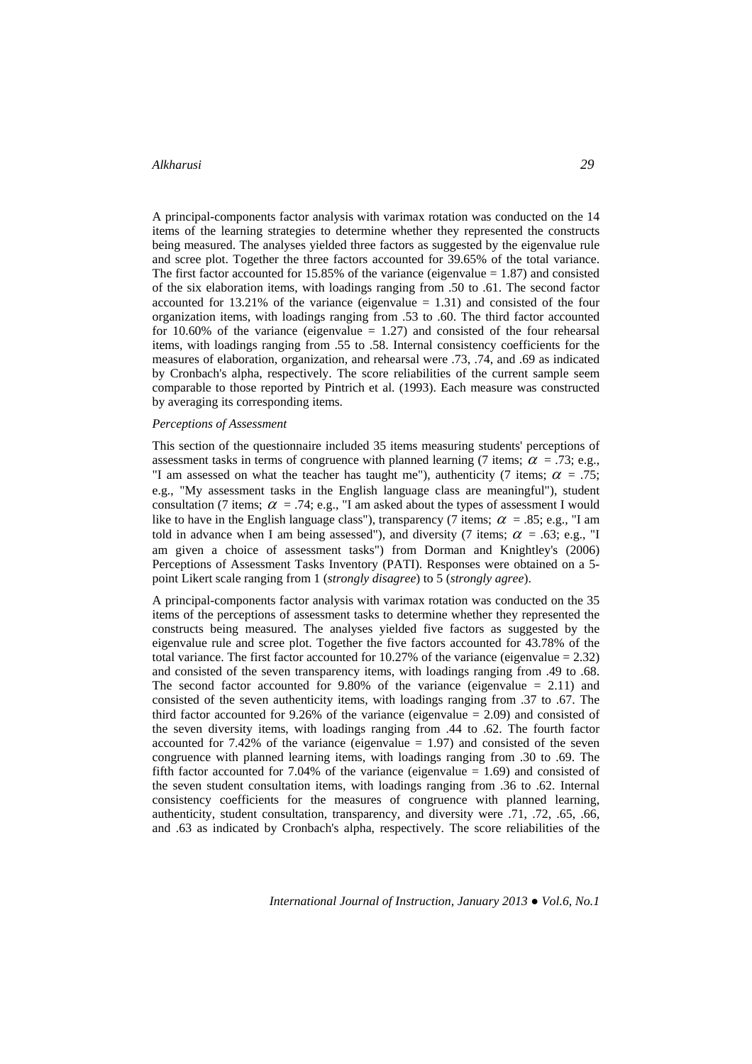A principal-components factor analysis with varimax rotation was conducted on the 14 items of the learning strategies to determine whether they represented the constructs being measured. The analyses yielded three factors as suggested by the eigenvalue rule and scree plot. Together the three factors accounted for 39.65% of the total variance. The first factor accounted for 15.85% of the variance (eigenvalue = 1.87) and consisted of the six elaboration items, with loadings ranging from .50 to .61. The second factor accounted for 13.21% of the variance (eigenvalue = 1.31) and consisted of the four organization items, with loadings ranging from .53 to .60. The third factor accounted for 10.60% of the variance (eigenvalue = 1.27) and consisted of the four rehearsal items, with loadings ranging from .55 to .58. Internal consistency coefficients for the measures of elaboration, organization, and rehearsal were .73, .74, and .69 as indicated by Cronbach's alpha, respectively. The score reliabilities of the current sample seem comparable to those reported by Pintrich et al. (1993). Each measure was constructed by averaging its corresponding items.

### *Perceptions of Assessment*

This section of the questionnaire included 35 items measuring students' perceptions of assessment tasks in terms of congruence with planned learning (7 items; $\alpha$ = .73; e.g., "I am assessed on what the teacher has taught me"), authenticity (7 items; $\alpha$ = .75; e.g., "My assessment tasks in the English language class are meaningful"), student consultation (7 items; $\alpha$ = .74; e.g., "I am asked about the types of assessment I would like to have in the English language class"), transparency (7 items; $\alpha$ = .85; e.g., "I am told in advance when I am being assessed"), and diversity (7 items; $\alpha$ = .63; e.g., "I am given a choice of assessment tasks") from Dorman and Knightley's (2006) Perceptions of Assessment Tasks Inventory (PATI). Responses were obtained on a 5-point Likert scale ranging from 1 (*strongly disagree*) to 5 (*strongly agree*).

A principal-components factor analysis with varimax rotation was conducted on the 35 items of the perceptions of assessment tasks to determine whether they represented the constructs being measured. The analyses yielded five factors as suggested by the eigenvalue rule and scree plot. Together the five factors accounted for 43.78% of the total variance. The first factor accounted for 10.27% of the variance (eigenvalue = 2.32) and consisted of the seven transparency items, with loadings ranging from .49 to .68. The second factor accounted for 9.80% of the variance (eigenvalue = 2.11) and consisted of the seven authenticity items, with loadings ranging from .37 to .67. The third factor accounted for 9.26% of the variance (eigenvalue = 2.09) and consisted of the seven diversity items, with loadings ranging from .44 to .62. The fourth factor accounted for 7.42% of the variance (eigenvalue = 1.97) and consisted of the seven congruence with planned learning items, with loadings ranging from .30 to .69. The fifth factor accounted for 7.04% of the variance (eigenvalue = 1.69) and consisted of the seven student consultation items, with loadings ranging from .36 to .62. Internal consistency coefficients for the measures of congruence with planned learning, authenticity, student consultation, transparency, and diversity were .71, .72, .65, .66, and .63 as indicated by Cronbach's alpha, respectively. The score reliabilities of the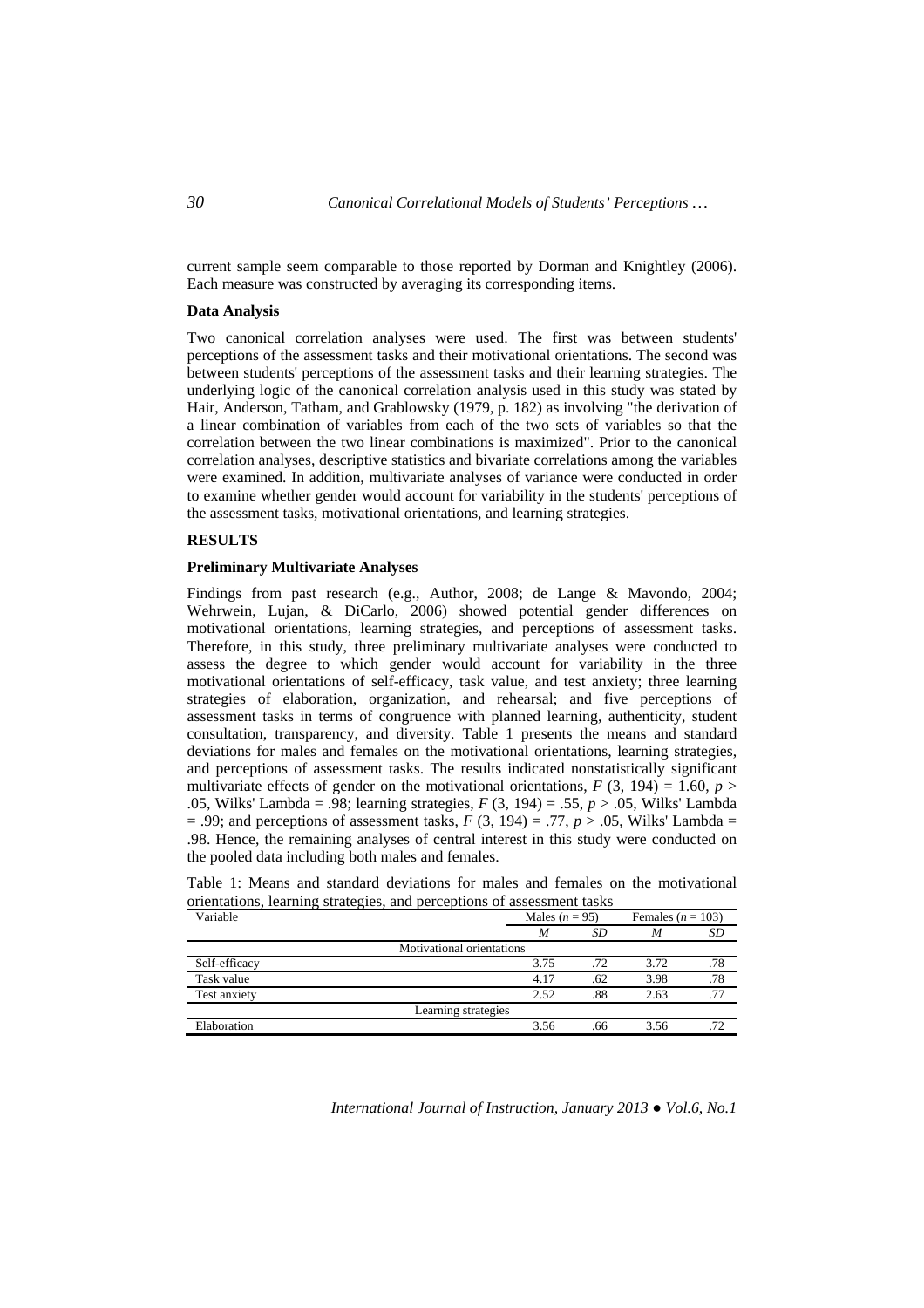current sample seem comparable to those reported by Dorman and Knightley (2006). Each measure was constructed by averaging its corresponding items.

### Data Analysis

Two canonical correlation analyses were used. The first was between students' perceptions of the assessment tasks and their motivational orientations. The second was between students' perceptions of the assessment tasks and their learning strategies. The underlying logic of the canonical correlation analysis used in this study was stated by Hair, Anderson, Tatham, and Grablowsky (1979, p. 182) as involving "the derivation of a linear combination of variables from each of the two sets of variables so that the correlation between the two linear combinations is maximized". Prior to the canonical correlation analyses, descriptive statistics and bivariate correlations among the variables were examined. In addition, multivariate analyses of variance were conducted in order to examine whether gender would account for variability in the students' perceptions of the assessment tasks, motivational orientations, and learning strategies.

## RESULTS

### Preliminary Multivariate Analyses

Findings from past research (e.g., Author, 2008; de Lange & Mavondo, 2004; Wehrwein, Lujan, & DiCarlo, 2006) showed potential gender differences on motivational orientations, learning strategies, and perceptions of assessment tasks. Therefore, in this study, three preliminary multivariate analyses were conducted to assess the degree to which gender would account for variability in the three motivational orientations of self-efficacy, task value, and test anxiety; three learning strategies of elaboration, organization, and rehearsal; and five perceptions of assessment tasks in terms of congruence with planned learning, authenticity, student consultation, transparency, and diversity. Table 1 presents the means and standard deviations for males and females on the motivational orientations, learning strategies, and perceptions of assessment tasks. The results indicated nonstatistically significant multivariate effects of gender on the motivational orientations, $F$ (3, 194) = 1.60, $p > .05$, Wilks' Lambda = .98; learning strategies, $F$ (3, 194) = .55, $p > .05$, Wilks' Lambda = .99; and perceptions of assessment tasks, $F$ (3, 194) = .77, $p > .05$, Wilks' Lambda = .98. Hence, the remaining analyses of central interest in this study were conducted on the pooled data including both males and females.

Table 1: Means and standard deviations for males and females on the motivational orientations, learning strategies, and perceptions of assessment tasks

| Variable | Males ($n$ = 95) | | Females ($n$ = 103) | |
|---|---|---|---|---|
| | $M$ | $SD$ | $M$ | $SD$ |
| Motivational orientations | | | | |
| Self-efficacy | 3.75 | .72 | 3.72 | .78 |
| Task value | 4.17 | .62 | 3.98 | .78 |
| Test anxiety | 2.52 | .88 | 2.63 | .77 |
| Learning strategies | | | | |
| Elaboration | 3.56 | .66 | 3.56 | .72 |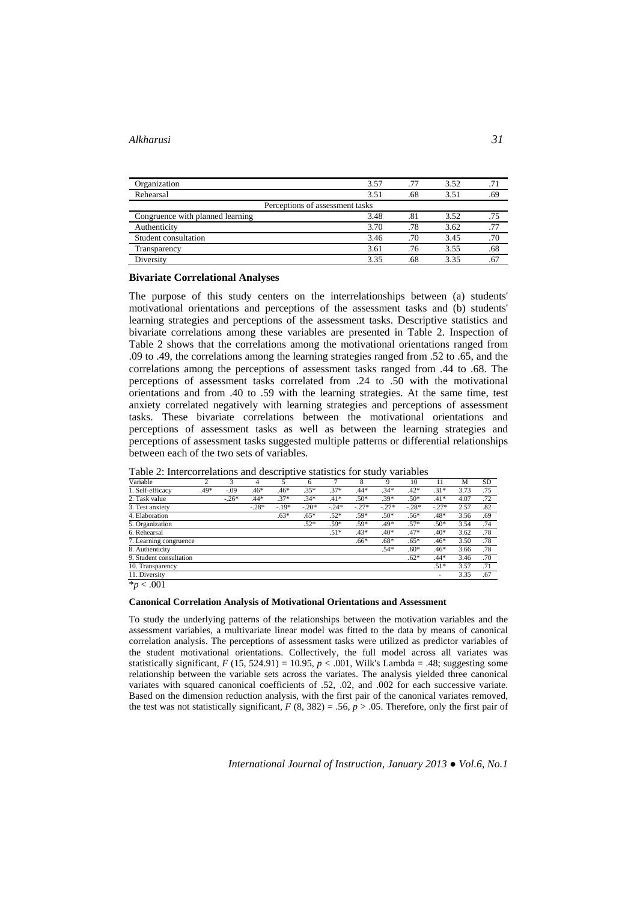| | | | | |
|---|---|---|---|---|
| Organization | 3.57 | .77 | 3.52 | .71 |
| Rehearsal | 3.51 | .68 | 3.51 | .69 |
| Perceptions of assessment tasks | | | | |
| Congruence with planned learning | 3.48 | .81 | 3.52 | .75 |
| Authenticity | 3.70 | .78 | 3.62 | .77 |
| Student consultation | 3.46 | .70 | 3.45 | .70 |
| Transparency | 3.61 | .76 | 3.55 | .68 |
| Diversity | 3.35 | .68 | 3.35 | .67 |

**Bivariate Correlational Analyses**

The purpose of this study centers on the interrelationships between (a) students' motivational orientations and perceptions of the assessment tasks and (b) students' learning strategies and perceptions of the assessment tasks. Descriptive statistics and bivariate correlations among these variables are presented in Table 2. Inspection of Table 2 shows that the correlations among the motivational orientations ranged from .09 to .49, the correlations among the learning strategies ranged from .52 to .65, and the correlations among the perceptions of assessment tasks ranged from .44 to .68. The perceptions of assessment tasks correlated from .24 to .50 with the motivational orientations and from .40 to .59 with the learning strategies. At the same time, test anxiety correlated negatively with learning strategies and perceptions of assessment tasks. These bivariate correlations between the motivational orientations and perceptions of assessment tasks as well as between the learning strategies and perceptions of assessment tasks suggested multiple patterns or differential relationships between each of the two sets of variables.

Table 2: Intercorrelations and descriptive statistics for study variables

| Variable | 2 | 3 | 4 | 5 | 6 | 7 | 8 | 9 | 10 | 11 | M | SD |
|---|---|---|---|---|---|---|---|---|---|---|---|---|
| 1. Self-efficacy | .49* | -.09 | .46* | .46* | .35* | .37* | .44* | .34* | .42* | .31* | 3.73 | .75 |
| 2. Task value | | -.26* | .44* | .37* | .34* | .41* | .50* | .39* | .50* | .41* | 4.07 | .72 |
| 3. Test anxiety | | | -.28* | -.19* | -.20* | -.24* | -.27* | -.27* | -.28* | -.27* | 2.57 | .82 |
| 4. Elaboration | | | | .63* | .65* | .52* | .59* | .50* | .56* | .48* | 3.56 | .69 |
| 5. Organization | | | | | .52* | .59* | .59* | .49* | .57* | .50* | 3.54 | .74 |
| 6. Rehearsal | | | | | | .51* | .43* | .40* | .47* | .40* | 3.62 | .78 |
| 7. Learning congruence | | | | | | | .66* | .68* | .65* | .46* | 3.50 | .78 |
| 8. Authenticity | | | | | | | | .54* | .60* | .46* | 3.66 | .78 |
| 9. Student consultation | | | | | | | | | .62* | .44* | 3.46 | .70 |
| 10. Transparency | | | | | | | | | | .51* | 3.57 | .71 |
| 11. Diversity | | | | | | | | | | - | 3.35 | .67 |

*$p < .001$

**Canonical Correlation Analysis of Motivational Orientations and Assessment**

To study the underlying patterns of the relationships between the motivation variables and the assessment variables, a multivariate linear model was fitted to the data by means of canonical correlation analysis. The perceptions of assessment tasks were utilized as predictor variables of the student motivational orientations. Collectively, the full model across all variates was statistically significant, $F$ (15, 524.91) = 10.95, $p < .001$, Wilk's Lambda = .48; suggesting some relationship between the variable sets across the variates. The analysis yielded three canonical variates with squared canonical coefficients of .52, .02, and .002 for each successive variate. Based on the dimension reduction analysis, with the first pair of the canonical variates removed, the test was not statistically significant, $F$ (8, 382) = .56, $p > .05$. Therefore, only the first pair of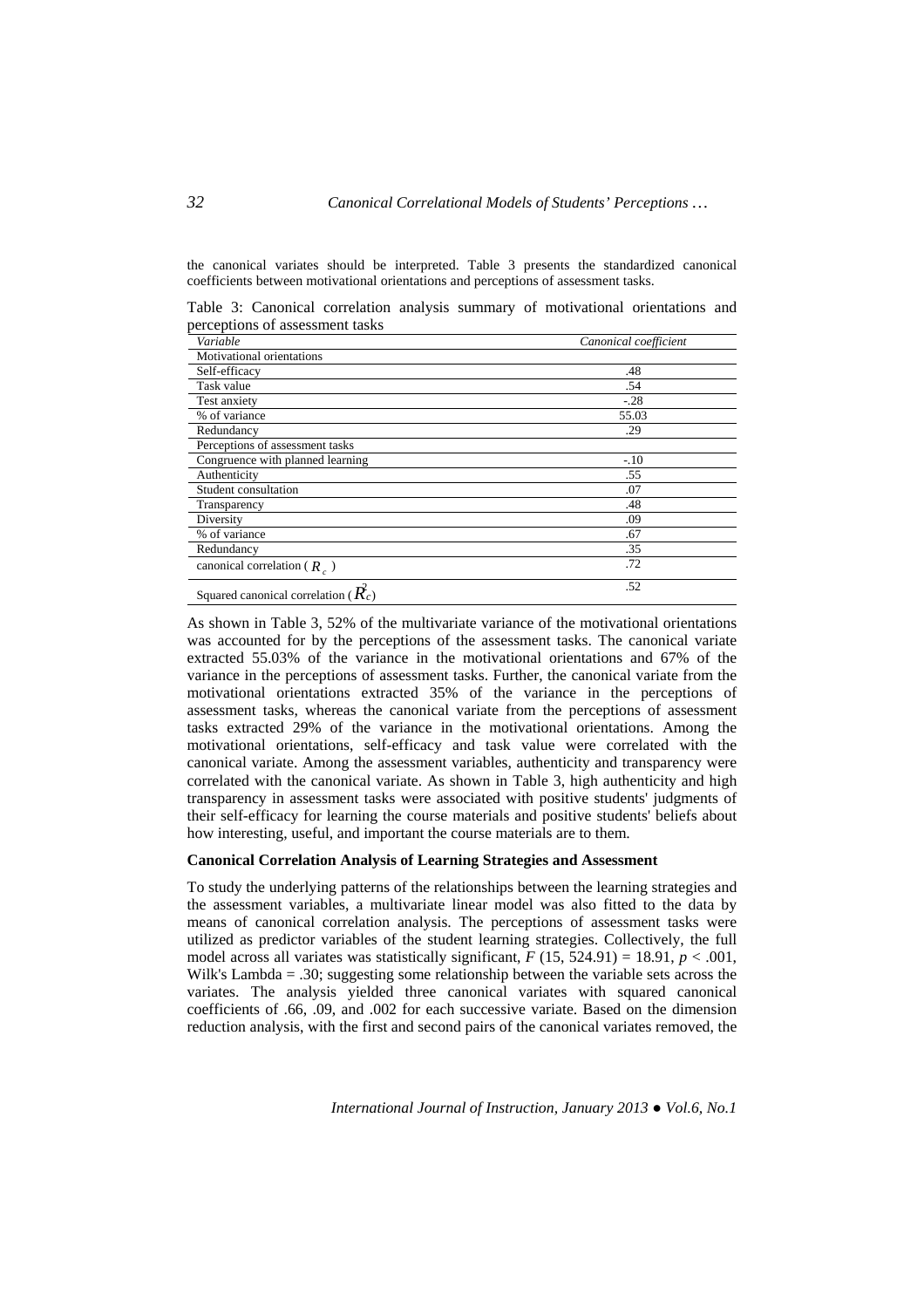the canonical variates should be interpreted. Table 3 presents the standardized canonical coefficients between motivational orientations and perceptions of assessment tasks.

Table 3: Canonical correlation analysis summary of motivational orientations and perceptions of assessment tasks

| *Variable* | *Canonical coefficient* |
|---|---|
| Motivational orientations | |
| Self-efficacy | .48 |
| Task value | .54 |
| Test anxiety | -.28 |
| % of variance | 55.03 |
| Redundancy | .29 |
| Perceptions of assessment tasks | |
| Congruence with planned learning | -.10 |
| Authenticity | .55 |
| Student consultation | .07 |
| Transparency | .48 |
| Diversity | .09 |
| % of variance | .67 |
| Redundancy | .35 |
| canonical correlation ( $R_c$ ) | .72 |
| Squared canonical correlation ( $R_c^2$ ) | .52 |

As shown in Table 3, 52% of the multivariate variance of the motivational orientations was accounted for by the perceptions of the assessment tasks. The canonical variate extracted 55.03% of the variance in the motivational orientations and 67% of the variance in the perceptions of assessment tasks. Further, the canonical variate from the motivational orientations extracted 35% of the variance in the perceptions of assessment tasks, whereas the canonical variate from the perceptions of assessment tasks extracted 29% of the variance in the motivational orientations. Among the motivational orientations, self-efficacy and task value were correlated with the canonical variate. Among the assessment variables, authenticity and transparency were correlated with the canonical variate. As shown in Table 3, high authenticity and high transparency in assessment tasks were associated with positive students' judgments of their self-efficacy for learning the course materials and positive students' beliefs about how interesting, useful, and important the course materials are to them.

**Canonical Correlation Analysis of Learning Strategies and Assessment**

To study the underlying patterns of the relationships between the learning strategies and the assessment variables, a multivariate linear model was also fitted to the data by means of canonical correlation analysis. The perceptions of assessment tasks were utilized as predictor variables of the student learning strategies. Collectively, the full model across all variates was statistically significant, $F$ (15, 524.91) = 18.91, $p < .001$, Wilk's Lambda = .30; suggesting some relationship between the variable sets across the variates. The analysis yielded three canonical variates with squared canonical coefficients of .66, .09, and .002 for each successive variate. Based on the dimension reduction analysis, with the first and second pairs of the canonical variates removed, the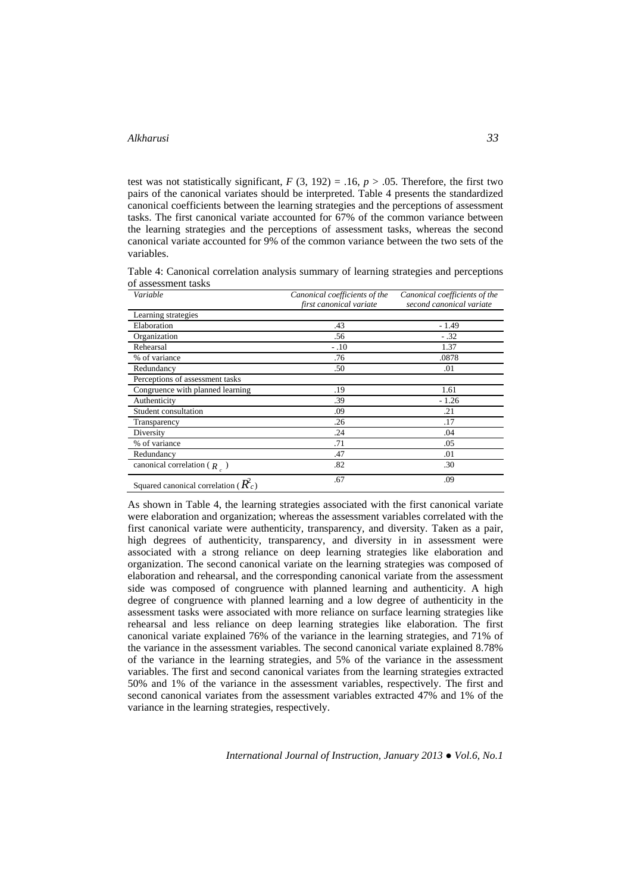test was not statistically significant, $F$ (3, 192) = .16, $p$ > .05. Therefore, the first two pairs of the canonical variates should be interpreted. Table 4 presents the standardized canonical coefficients between the learning strategies and the perceptions of assessment tasks. The first canonical variate accounted for 67% of the common variance between the learning strategies and the perceptions of assessment tasks, whereas the second canonical variate accounted for 9% of the common variance between the two sets of the variables.

Table 4: Canonical correlation analysis summary of learning strategies and perceptions of assessment tasks

| *Variable* | *Canonical coefficients of the first canonical variate* | *Canonical coefficients of the second canonical variate* |
|---|---|---|
| Learning strategies | | |
| Elaboration | .43 | - 1.49 |
| Organization | .56 | - .32 |
| Rehearsal | - .10 | 1.37 |
| % of variance | .76 | .0878 |
| Redundancy | .50 | .01 |
| Perceptions of assessment tasks | | |
| Congruence with planned learning | .19 | 1.61 |
| Authenticity | .39 | - 1.26 |
| Student consultation | .09 | .21 |
| Transparency | .26 | .17 |
| Diversity | .24 | .04 |
| % of variance | .71 | .05 |
| Redundancy | .47 | .01 |
| canonical correlation ( $R_c$ ) | .82 | .30 |
| Squared canonical correlation ( $R_c^2$ ) | .67 | .09 |

As shown in Table 4, the learning strategies associated with the first canonical variate were elaboration and organization; whereas the assessment variables correlated with the first canonical variate were authenticity, transparency, and diversity. Taken as a pair, high degrees of authenticity, transparency, and diversity in in assessment were associated with a strong reliance on deep learning strategies like elaboration and organization. The second canonical variate on the learning strategies was composed of elaboration and rehearsal, and the corresponding canonical variate from the assessment side was composed of congruence with planned learning and authenticity. A high degree of congruence with planned learning and a low degree of authenticity in the assessment tasks were associated with more reliance on surface learning strategies like rehearsal and less reliance on deep learning strategies like elaboration. The first canonical variate explained 76% of the variance in the learning strategies, and 71% of the variance in the assessment variables. The second canonical variate explained 8.78% of the variance in the learning strategies, and 5% of the variance in the assessment variables. The first and second canonical variates from the learning strategies extracted 50% and 1% of the variance in the assessment variables, respectively. The first and second canonical variates from the assessment variables extracted 47% and 1% of the variance in the learning strategies, respectively.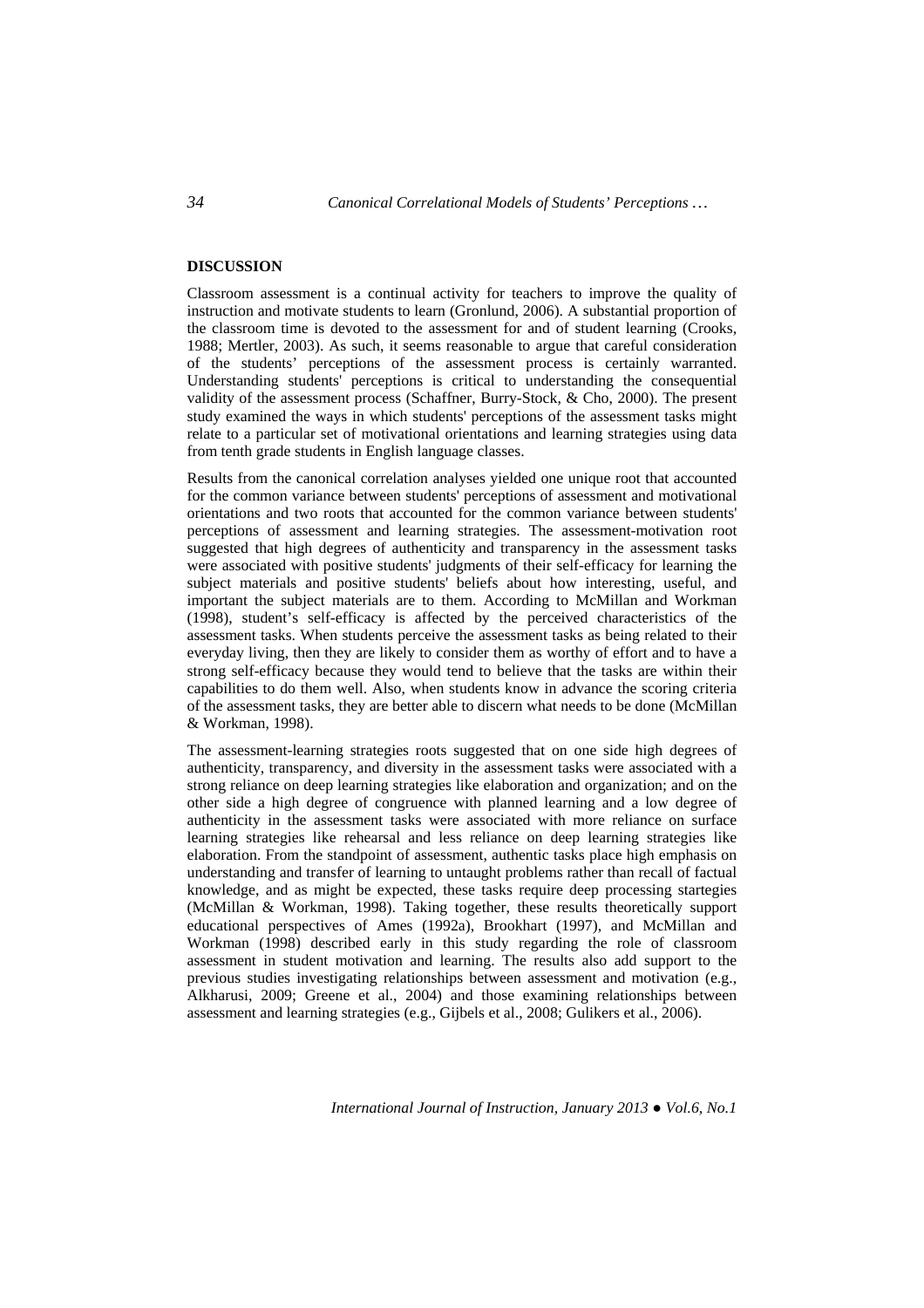## DISCUSSION

Classroom assessment is a continual activity for teachers to improve the quality of instruction and motivate students to learn (Gronlund, 2006). A substantial proportion of the classroom time is devoted to the assessment for and of student learning (Crooks, 1988; Mertler, 2003). As such, it seems reasonable to argue that careful consideration of the students' perceptions of the assessment process is certainly warranted. Understanding students' perceptions is critical to understanding the consequential validity of the assessment process (Schaffner, Burry-Stock, & Cho, 2000). The present study examined the ways in which students' perceptions of the assessment tasks might relate to a particular set of motivational orientations and learning strategies using data from tenth grade students in English language classes.

Results from the canonical correlation analyses yielded one unique root that accounted for the common variance between students' perceptions of assessment and motivational orientations and two roots that accounted for the common variance between students' perceptions of assessment and learning strategies. The assessment-motivation root suggested that high degrees of authenticity and transparency in the assessment tasks were associated with positive students' judgments of their self-efficacy for learning the subject materials and positive students' beliefs about how interesting, useful, and important the subject materials are to them. According to McMillan and Workman (1998), student's self-efficacy is affected by the perceived characteristics of the assessment tasks. When students perceive the assessment tasks as being related to their everyday living, then they are likely to consider them as worthy of effort and to have a strong self-efficacy because they would tend to believe that the tasks are within their capabilities to do them well. Also, when students know in advance the scoring criteria of the assessment tasks, they are better able to discern what needs to be done (McMillan & Workman, 1998).

The assessment-learning strategies roots suggested that on one side high degrees of authenticity, transparency, and diversity in the assessment tasks were associated with a strong reliance on deep learning strategies like elaboration and organization; and on the other side a high degree of congruence with planned learning and a low degree of authenticity in the assessment tasks were associated with more reliance on surface learning strategies like rehearsal and less reliance on deep learning strategies like elaboration. From the standpoint of assessment, authentic tasks place high emphasis on understanding and transfer of learning to untaught problems rather than recall of factual knowledge, and as might be expected, these tasks require deep processing startegies (McMillan & Workman, 1998). Taking together, these results theoretically support educational perspectives of Ames (1992a), Brookhart (1997), and McMillan and Workman (1998) described early in this study regarding the role of classroom assessment in student motivation and learning. The results also add support to the previous studies investigating relationships between assessment and motivation (e.g., Alkharusi, 2009; Greene et al., 2004) and those examining relationships between assessment and learning strategies (e.g., Gijbels et al., 2008; Gulikers et al., 2006).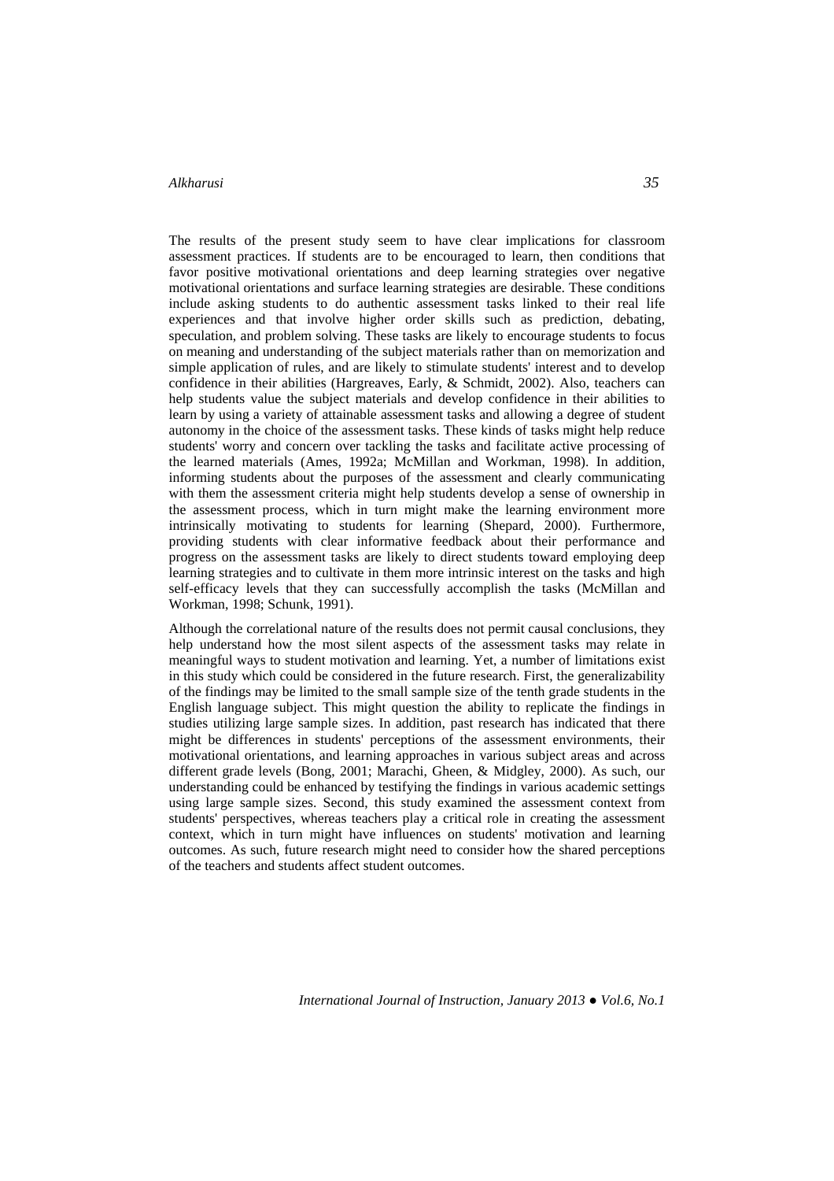The results of the present study seem to have clear implications for classroom assessment practices. If students are to be encouraged to learn, then conditions that favor positive motivational orientations and deep learning strategies over negative motivational orientations and surface learning strategies are desirable. These conditions include asking students to do authentic assessment tasks linked to their real life experiences and that involve higher order skills such as prediction, debating, speculation, and problem solving. These tasks are likely to encourage students to focus on meaning and understanding of the subject materials rather than on memorization and simple application of rules, and are likely to stimulate students' interest and to develop confidence in their abilities (Hargreaves, Early, & Schmidt, 2002). Also, teachers can help students value the subject materials and develop confidence in their abilities to learn by using a variety of attainable assessment tasks and allowing a degree of student autonomy in the choice of the assessment tasks. These kinds of tasks might help reduce students' worry and concern over tackling the tasks and facilitate active processing of the learned materials (Ames, 1992a; McMillan and Workman, 1998). In addition, informing students about the purposes of the assessment and clearly communicating with them the assessment criteria might help students develop a sense of ownership in the assessment process, which in turn might make the learning environment more intrinsically motivating to students for learning (Shepard, 2000). Furthermore, providing students with clear informative feedback about their performance and progress on the assessment tasks are likely to direct students toward employing deep learning strategies and to cultivate in them more intrinsic interest on the tasks and high self-efficacy levels that they can successfully accomplish the tasks (McMillan and Workman, 1998; Schunk, 1991).

Although the correlational nature of the results does not permit causal conclusions, they help understand how the most silent aspects of the assessment tasks may relate in meaningful ways to student motivation and learning. Yet, a number of limitations exist in this study which could be considered in the future research. First, the generalizability of the findings may be limited to the small sample size of the tenth grade students in the English language subject. This might question the ability to replicate the findings in studies utilizing large sample sizes. In addition, past research has indicated that there might be differences in students' perceptions of the assessment environments, their motivational orientations, and learning approaches in various subject areas and across different grade levels (Bong, 2001; Marachi, Gheen, & Midgley, 2000). As such, our understanding could be enhanced by testifying the findings in various academic settings using large sample sizes. Second, this study examined the assessment context from students' perspectives, whereas teachers play a critical role in creating the assessment context, which in turn might have influences on students' motivation and learning outcomes. As such, future research might need to consider how the shared perceptions of the teachers and students affect student outcomes.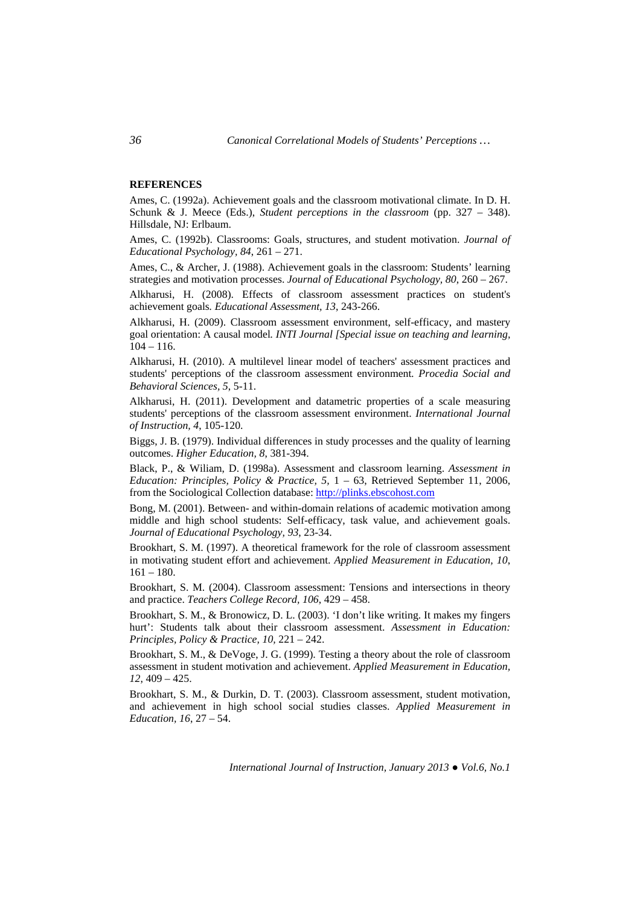## REFERENCES

Ames, C. (1992a). Achievement goals and the classroom motivational climate. In D. H. Schunk & J. Meece (Eds.), *Student perceptions in the classroom* (pp. 327 – 348). Hillsdale, NJ: Erlbaum.

Ames, C. (1992b). Classrooms: Goals, structures, and student motivation. *Journal of Educational Psychology, 84*, 261 – 271.

Ames, C., & Archer, J. (1988). Achievement goals in the classroom: Students' learning strategies and motivation processes. *Journal of Educational Psychology, 80*, 260 – 267.

Alkharusi, H. (2008). Effects of classroom assessment practices on student's achievement goals*. Educational Assessment, 13*, 243-266.

Alkharusi, H. (2009). Classroom assessment environment, self-efficacy, and mastery goal orientation: A causal model*. INTI Journal [Special issue on teaching and learning*, 104 – 116.

Alkharusi, H. (2010). A multilevel linear model of teachers' assessment practices and students' perceptions of the classroom assessment environment*. Procedia Social and Behavioral Sciences, 5*, 5-11.

Alkharusi, H. (2011). Development and datametric properties of a scale measuring students' perceptions of the classroom assessment environment. *International Journal of Instruction, 4*, 105-120.

Biggs, J. B. (1979). Individual differences in study processes and the quality of learning outcomes. *Higher Education, 8*, 381-394.

Black, P., & Wiliam, D. (1998a). Assessment and classroom learning. *Assessment in Education: Principles, Policy & Practice, 5,* 1 – 63, Retrieved September 11, 2006, from the Sociological Collection database: http://plinks.ebscohost.com

Bong, M. (2001). Between- and within-domain relations of academic motivation among middle and high school students: Self-efficacy, task value, and achievement goals. *Journal of Educational Psychology, 93*, 23-34.

Brookhart, S. M. (1997). A theoretical framework for the role of classroom assessment in motivating student effort and achievement*. Applied Measurement in Education, 10*, 161 – 180.

Brookhart, S. M. (2004). Classroom assessment: Tensions and intersections in theory and practice. *Teachers College Record, 106*, 429 – 458.

Brookhart, S. M., & Bronowicz, D. L. (2003). 'I don't like writing. It makes my fingers hurt': Students talk about their classroom assessment. *Assessment in Education: Principles, Policy & Practice, 10*, 221 – 242.

Brookhart, S. M., & DeVoge, J. G. (1999). Testing a theory about the role of classroom assessment in student motivation and achievement. *Applied Measurement in Education, 12*, 409 – 425.

Brookhart, S. M., & Durkin, D. T. (2003). Classroom assessment, student motivation, and achievement in high school social studies classes. *Applied Measurement in Education, 16*, 27 – 54.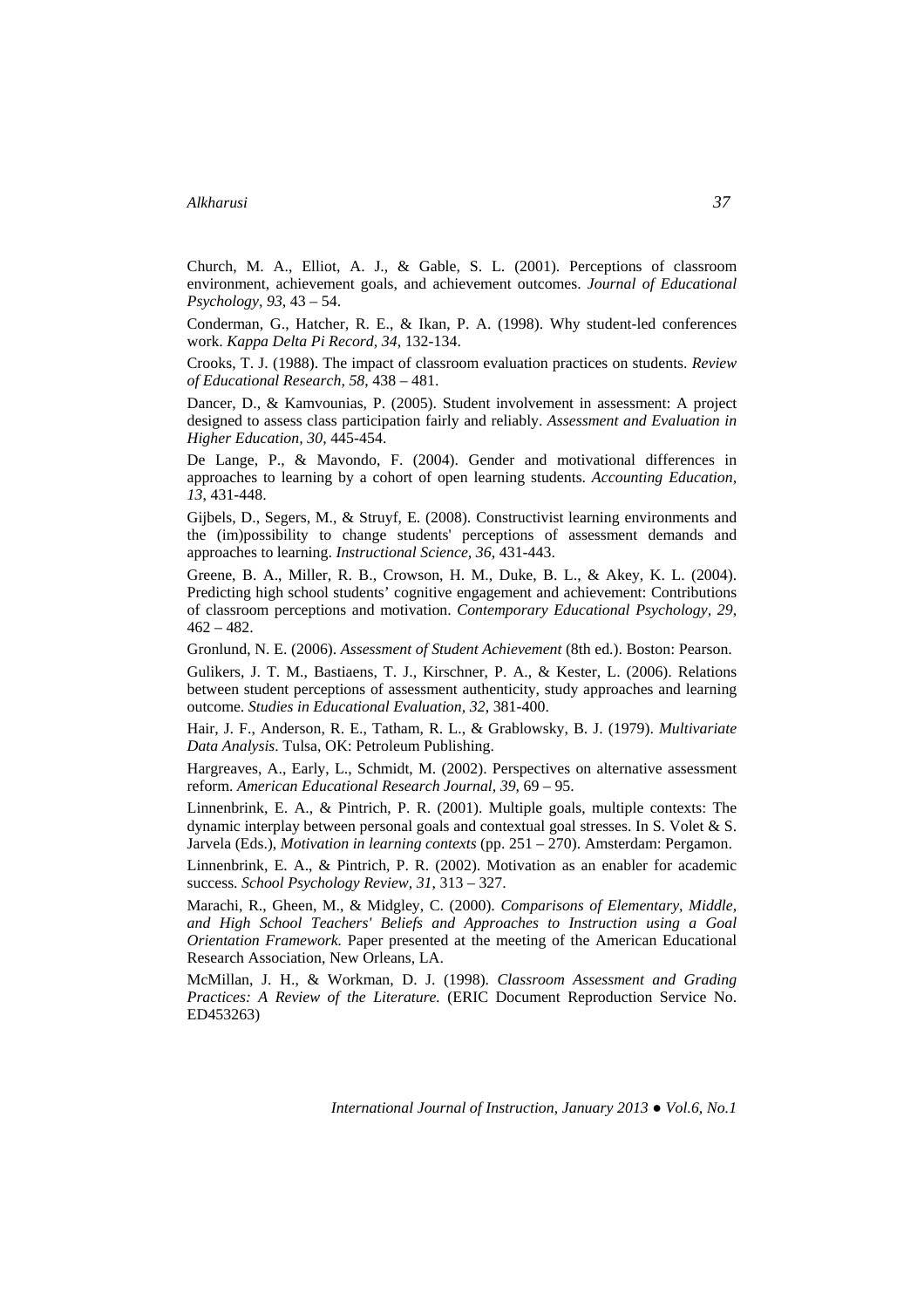Church, M. A., Elliot, A. J., & Gable, S. L. (2001). Perceptions of classroom environment, achievement goals, and achievement outcomes. *Journal of Educational Psychology, 93*, 43 – 54.

Conderman, G., Hatcher, R. E., & Ikan, P. A. (1998). Why student-led conferences work. *Kappa Delta Pi Record, 34*, 132-134.

Crooks, T. J. (1988). The impact of classroom evaluation practices on students. *Review of Educational Research, 58*, 438 – 481.

Dancer, D., & Kamvounias, P. (2005). Student involvement in assessment: A project designed to assess class participation fairly and reliably. *Assessment and Evaluation in Higher Education, 30*, 445-454.

De Lange, P., & Mavondo, F. (2004). Gender and motivational differences in approaches to learning by a cohort of open learning students. *Accounting Education, 13*, 431-448.

Gijbels, D., Segers, M., & Struyf, E. (2008). Constructivist learning environments and the (im)possibility to change students' perceptions of assessment demands and approaches to learning. *Instructional Science, 36*, 431-443.

Greene, B. A., Miller, R. B., Crowson, H. M., Duke, B. L., & Akey, K. L. (2004). Predicting high school students' cognitive engagement and achievement: Contributions of classroom perceptions and motivation. *Contemporary Educational Psychology, 29*, 462 – 482.

Gronlund, N. E. (2006). *Assessment of Student Achievement* (8th ed.). Boston: Pearson.

Gulikers, J. T. M., Bastiaens, T. J., Kirschner, P. A., & Kester, L. (2006). Relations between student perceptions of assessment authenticity, study approaches and learning outcome. *Studies in Educational Evaluation, 32*, 381-400.

Hair, J. F., Anderson, R. E., Tatham, R. L., & Grablowsky, B. J. (1979). *Multivariate Data Analysis*. Tulsa, OK: Petroleum Publishing.

Hargreaves, A., Early, L., Schmidt, M. (2002). Perspectives on alternative assessment reform. *American Educational Research Journal, 39*, 69 – 95.

Linnenbrink, E. A., & Pintrich, P. R. (2001). Multiple goals, multiple contexts: The dynamic interplay between personal goals and contextual goal stresses. In S. Volet & S. Jarvela (Eds.), *Motivation in learning contexts* (pp. 251 – 270). Amsterdam: Pergamon.

Linnenbrink, E. A., & Pintrich, P. R. (2002). Motivation as an enabler for academic success. *School Psychology Review, 31*, 313 – 327.

Marachi, R., Gheen, M., & Midgley, C. (2000). *Comparisons of Elementary, Middle, and High School Teachers' Beliefs and Approaches to Instruction using a Goal Orientation Framework.* Paper presented at the meeting of the American Educational Research Association, New Orleans, LA.

McMillan, J. H., & Workman, D. J. (1998). *Classroom Assessment and Grading Practices: A Review of the Literature.* (ERIC Document Reproduction Service No. ED453263)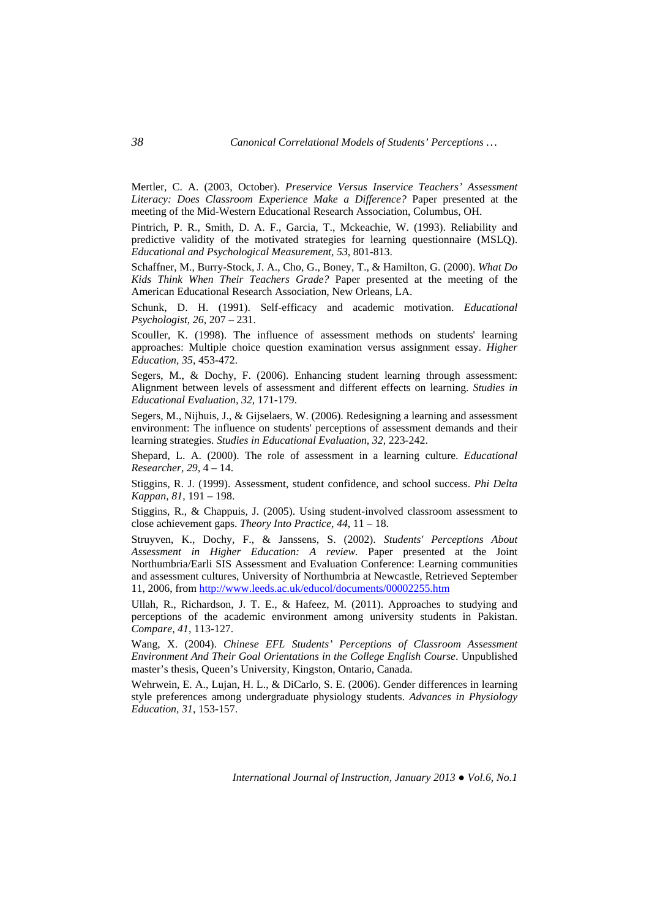Mertler, C. A. (2003, October). *Preservice Versus Inservice Teachers' Assessment Literacy: Does Classroom Experience Make a Difference?* Paper presented at the meeting of the Mid-Western Educational Research Association, Columbus, OH.

Pintrich, P. R., Smith, D. A. F., Garcia, T., Mckeachie, W. (1993). Reliability and predictive validity of the motivated strategies for learning questionnaire (MSLQ). *Educational and Psychological Measurement, 53*, 801-813.

Schaffner, M., Burry-Stock, J. A., Cho, G., Boney, T., & Hamilton, G. (2000). *What Do Kids Think When Their Teachers Grade?* Paper presented at the meeting of the American Educational Research Association, New Orleans, LA.

Schunk, D. H. (1991). Self-efficacy and academic motivation. *Educational Psychologist, 26*, 207 – 231.

Scouller, K. (1998). The influence of assessment methods on students' learning approaches: Multiple choice question examination versus assignment essay. *Higher Education, 35*, 453-472.

Segers, M., & Dochy, F. (2006). Enhancing student learning through assessment: Alignment between levels of assessment and different effects on learning. *Studies in Educational Evaluation, 32*, 171-179.

Segers, M., Nijhuis, J., & Gijselaers, W. (2006). Redesigning a learning and assessment environment: The influence on students' perceptions of assessment demands and their learning strategies. *Studies in Educational Evaluation, 32*, 223-242.

Shepard, L. A. (2000). The role of assessment in a learning culture. *Educational Researcher, 29*, 4 – 14.

Stiggins, R. J. (1999). Assessment, student confidence, and school success. *Phi Delta Kappan, 81*, 191 – 198.

Stiggins, R., & Chappuis, J. (2005). Using student-involved classroom assessment to close achievement gaps. *Theory Into Practice, 44*, 11 – 18.

Struyven, K., Dochy, F., & Janssens, S. (2002). *Students' Perceptions About Assessment in Higher Education: A review.* Paper presented at the Joint Northumbria/Earli SIS Assessment and Evaluation Conference: Learning communities and assessment cultures, University of Northumbria at Newcastle, Retrieved September 11, 2006, from http://www.leeds.ac.uk/educol/documents/00002255.htm

Ullah, R., Richardson, J. T. E., & Hafeez, M. (2011). Approaches to studying and perceptions of the academic environment among university students in Pakistan. *Compare, 41*, 113-127.

Wang, X. (2004). *Chinese EFL Students' Perceptions of Classroom Assessment Environment And Their Goal Orientations in the College English Course*. Unpublished master's thesis, Queen's University, Kingston, Ontario, Canada.

Wehrwein, E. A., Lujan, H. L., & DiCarlo, S. E. (2006). Gender differences in learning style preferences among undergraduate physiology students. *Advances in Physiology Education, 31*, 153-157.